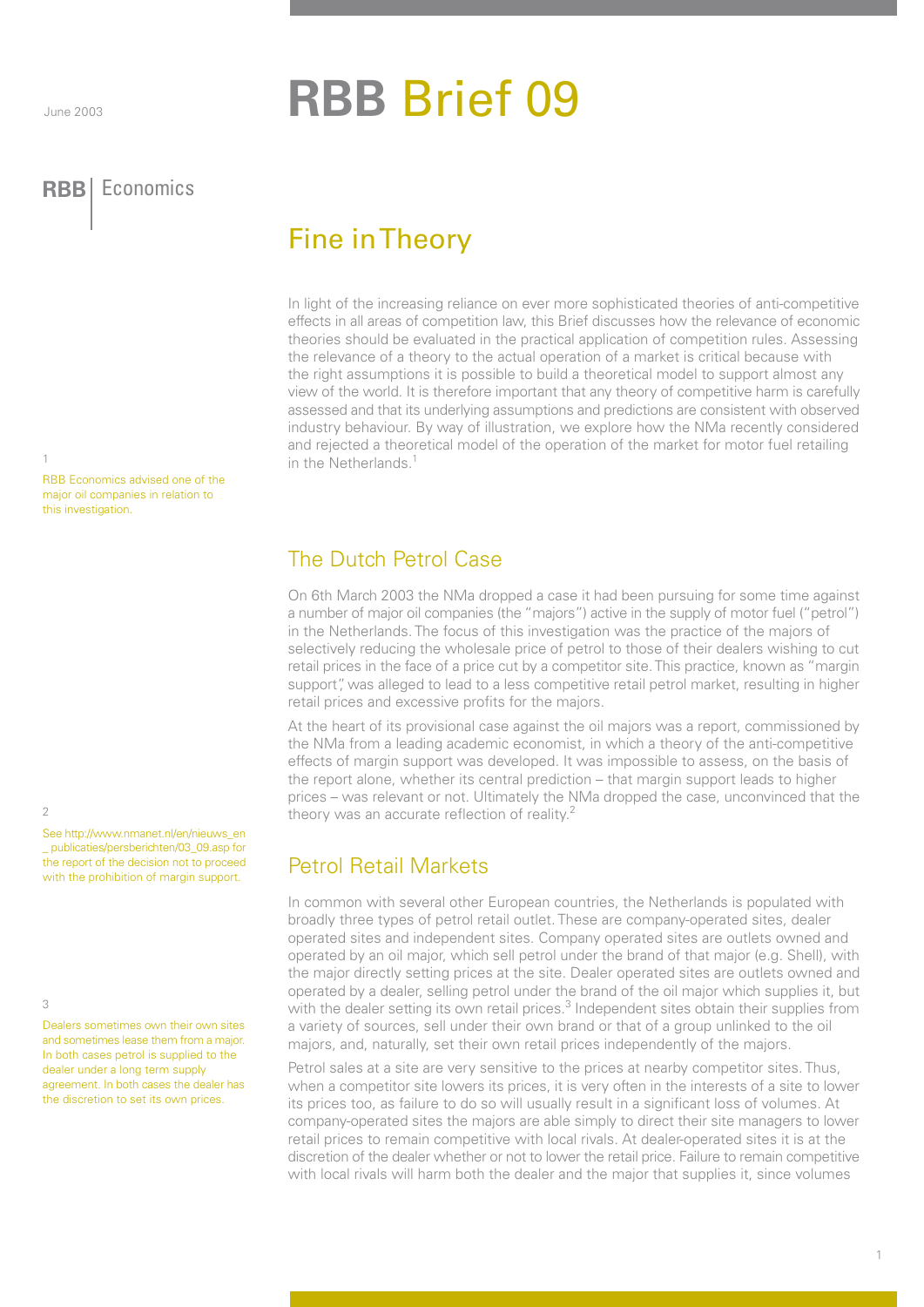June 2003

# RBB Brief 09

RBB | Economics

## Fine in Theory

In light of the increasing reliance on ever more sophisticated theories of anti-competitive effects in all areas of competition law, this Brief discusses how the relevance of economic theories should be evaluated in the practical application of competition rules. Assessing the relevance of a theory to the actual operation of a market is critical because with the right assumptions it is possible to build a theoretical model to support almost any view of the world. It is therefore important that any theory of competitive harm is carefully assessed and that its underlying assumptions and predictions are consistent with observed industry behaviour. By way of illustration, we explore how the NMa recently considered and rejected a theoretical model of the operation of the market for motor fuel retailing in the Netherlands.[1]

## The Dutch Petrol Case

On 6th March 2003 the NMa dropped a case it had been pursuing for some time against a number of major oil companies (the "majors") active in the supply of motor fuel ("petrol") in the Netherlands. The focus of this investigation was the practice of the majors of selectively reducing the wholesale price of petrol to those of their dealers wishing to cut retail prices in the face of a price cut by a competitor site. This practice, known as "margin support", was alleged to lead to a less competitive retail petrol market, resulting in higher retail prices and excessive profits for the majors.

At the heart of its provisional case against the oil majors was a report, commissioned by the NMa from a leading academic economist, in which a theory of the anti-competitive effects of margin support was developed. It was impossible to assess, on the basis of the report alone, whether its central prediction – that margin support leads to higher prices – was relevant or not. Ultimately the NMa dropped the case, unconvinced that the theory was an accurate reflection of reality.[2]

## Petrol Retail Markets

In common with several other European countries, the Netherlands is populated with broadly three types of petrol retail outlet. These are company-operated sites, dealer operated sites and independent sites. Company operated sites are outlets owned and operated by an oil major, which sell petrol under the brand of that major (e.g. Shell), with the major directly setting prices at the site. Dealer operated sites are outlets owned and operated by a dealer, selling petrol under the brand of the oil major which supplies it, but with the dealer setting its own retail prices.[3] Independent sites obtain their supplies from a variety of sources, sell under their own brand or that of a group unlinked to the oil majors, and, naturally, set their own retail prices independently of the majors.

Petrol sales at a site are very sensitive to the prices at nearby competitor sites. Thus, when a competitor site lowers its prices, it is very often in the interests of a site to lower its prices too, as failure to do so will usually result in a significant loss of volumes. At company-operated sites the majors are able simply to direct their site managers to lower retail prices to remain competitive with local rivals. At dealer-operated sites it is at the discretion of the dealer whether or not to lower the retail price. Failure to remain competitive with local rivals will harm both the dealer and the major that supplies it, since volumes

---

1 RBB Economics advised one of the major oil companies in relation to this investigation.

2 See http://www.nmanet.nl/en/nieuws_en_publicaties/persberichten/03_09.asp for the report of the decision not to proceed with the prohibition of margin support.

3 Dealers sometimes own their own sites and sometimes lease them from a major. In both cases petrol is supplied to the dealer under a long term supply agreement. In both cases the dealer has the discretion to set its own prices.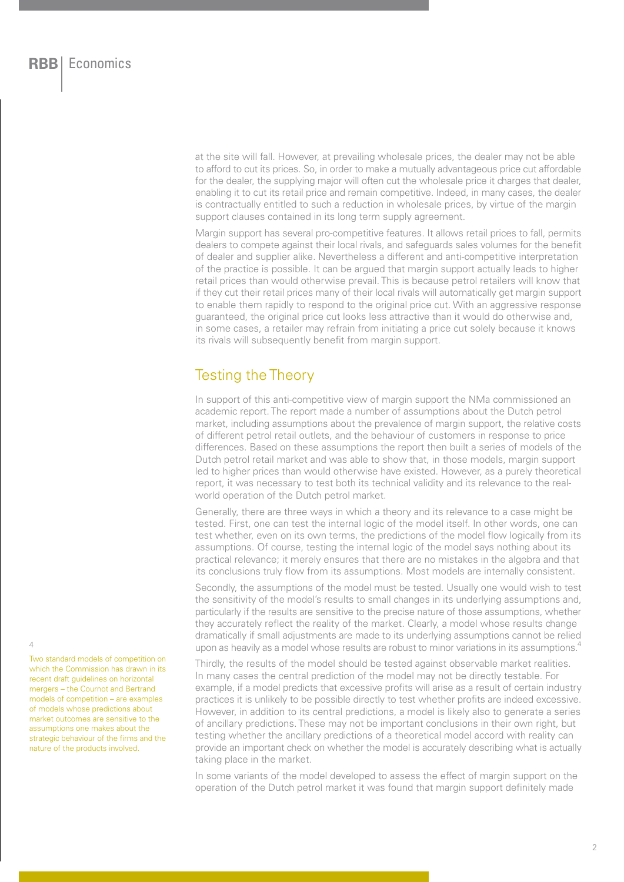at the site will fall. However, at prevailing wholesale prices, the dealer may not be able to afford to cut its prices. So, in order to make a mutually advantageous price cut affordable for the dealer, the supplying major will often cut the wholesale price it charges that dealer, enabling it to cut its retail price and remain competitive. Indeed, in many cases, the dealer is contractually entitled to such a reduction in wholesale prices, by virtue of the margin support clauses contained in its long term supply agreement.

Margin support has several pro-competitive features. It allows retail prices to fall, permits dealers to compete against their local rivals, and safeguards sales volumes for the benefit of dealer and supplier alike. Nevertheless a different and anti-competitive interpretation of the practice is possible. It can be argued that margin support actually leads to higher retail prices than would otherwise prevail. This is because petrol retailers will know that if they cut their retail prices many of their local rivals will automatically get margin support to enable them rapidly to respond to the original price cut. With an aggressive response guaranteed, the original price cut looks less attractive than it would do otherwise and, in some cases, a retailer may refrain from initiating a price cut solely because it knows its rivals will subsequently benefit from margin support.

## Testing the Theory

In support of this anti-competitive view of margin support the NMa commissioned an academic report. The report made a number of assumptions about the Dutch petrol market, including assumptions about the prevalence of margin support, the relative costs of different petrol retail outlets, and the behaviour of customers in response to price differences. Based on these assumptions the report then built a series of models of the Dutch petrol retail market and was able to show that, in those models, margin support led to higher prices than would otherwise have existed. However, as a purely theoretical report, it was necessary to test both its technical validity and its relevance to the real-world operation of the Dutch petrol market.

Generally, there are three ways in which a theory and its relevance to a case might be tested. First, one can test the internal logic of the model itself. In other words, one can test whether, even on its own terms, the predictions of the model flow logically from its assumptions. Of course, testing the internal logic of the model says nothing about its practical relevance; it merely ensures that there are no mistakes in the algebra and that its conclusions truly flow from its assumptions. Most models are internally consistent.

Secondly, the assumptions of the model must be tested. Usually one would wish to test the sensitivity of the model's results to small changes in its underlying assumptions and, particularly if the results are sensitive to the precise nature of those assumptions, whether they accurately reflect the reality of the market. Clearly, a model whose results change dramatically if small adjustments are made to its underlying assumptions cannot be relied upon as heavily as a model whose results are robust to minor variations in its assumptions.[4]

Thirdly, the results of the model should be tested against observable market realities. In many cases the central prediction of the model may not be directly testable. For example, if a model predicts that excessive profits will arise as a result of certain industry practices it is unlikely to be possible directly to test whether profits are indeed excessive. However, in addition to its central predictions, a model is likely also to generate a series of ancillary predictions. These may not be important conclusions in their own right, but testing whether the ancillary predictions of a theoretical model accord with reality can provide an important check on whether the model is accurately describing what is actually taking place in the market.

In some variants of the model developed to assess the effect of margin support on the operation of the Dutch petrol market it was found that margin support definitely made

[4] Two standard models of competition on which the Commission has drawn in its recent draft guidelines on horizontal mergers – the Cournot and Bertrand models of competition – are examples of models whose predictions about market outcomes are sensitive to the assumptions one makes about the strategic behaviour of the firms and the nature of the products involved.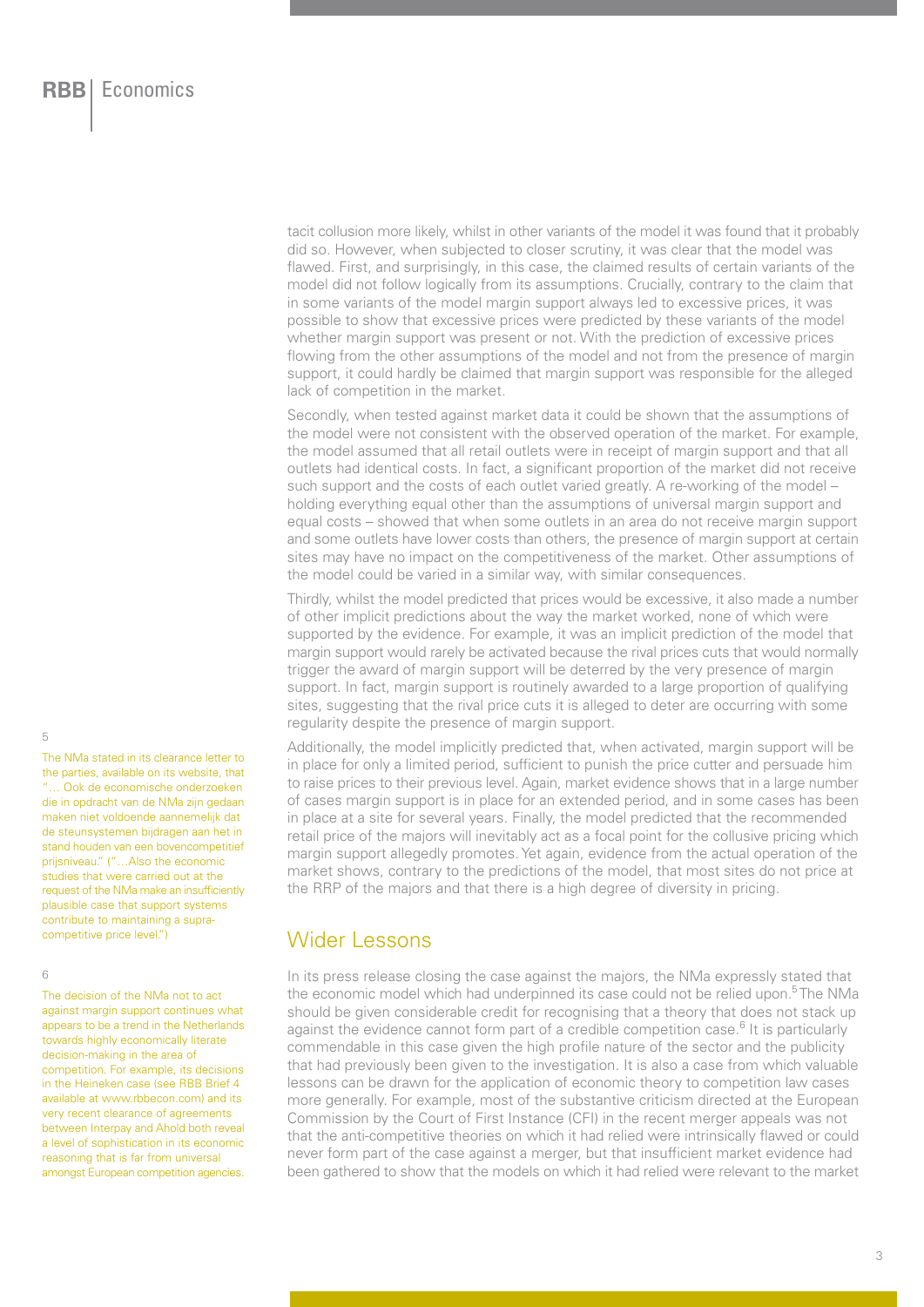tacit collusion more likely, whilst in other variants of the model it was found that it probably did so. However, when subjected to closer scrutiny, it was clear that the model was flawed. First, and surprisingly, in this case, the claimed results of certain variants of the model did not follow logically from its assumptions. Crucially, contrary to the claim that in some variants of the model margin support always led to excessive prices, it was possible to show that excessive prices were predicted by these variants of the model whether margin support was present or not. With the prediction of excessive prices flowing from the other assumptions of the model and not from the presence of margin support, it could hardly be claimed that margin support was responsible for the alleged lack of competition in the market.

Secondly, when tested against market data it could be shown that the assumptions of the model were not consistent with the observed operation of the market. For example, the model assumed that all retail outlets were in receipt of margin support and that all outlets had identical costs. In fact, a significant proportion of the market did not receive such support and the costs of each outlet varied greatly. A re-working of the model – holding everything equal other than the assumptions of universal margin support and equal costs – showed that when some outlets in an area do not receive margin support and some outlets have lower costs than others, the presence of margin support at certain sites may have no impact on the competitiveness of the market. Other assumptions of the model could be varied in a similar way, with similar consequences.

Thirdly, whilst the model predicted that prices would be excessive, it also made a number of other implicit predictions about the way the market worked, none of which were supported by the evidence. For example, it was an implicit prediction of the model that margin support would rarely be activated because the rival prices cuts that would normally trigger the award of margin support will be deterred by the very presence of margin support. In fact, margin support is routinely awarded to a large proportion of qualifying sites, suggesting that the rival price cuts it is alleged to deter are occurring with some regularity despite the presence of margin support.

Additionally, the model implicitly predicted that, when activated, margin support will be in place for only a limited period, sufficient to punish the price cutter and persuade him to raise prices to their previous level. Again, market evidence shows that in a large number of cases margin support is in place for an extended period, and in some cases has been in place at a site for several years. Finally, the model predicted that the recommended retail price of the majors will inevitably act as a focal point for the collusive pricing which margin support allegedly promotes. Yet again, evidence from the actual operation of the market shows, contrary to the predictions of the model, that most sites do not price at the RRP of the majors and that there is a high degree of diversity in pricing.

## Wider Lessons

In its press release closing the case against the majors, the NMa expressly stated that the economic model which had underpinned its case could not be relied upon.[5] The NMa should be given considerable credit for recognising that a theory that does not stack up against the evidence cannot form part of a credible competition case.[6] It is particularly commendable in this case given the high profile nature of the sector and the publicity that had previously been given to the investigation. It is also a case from which valuable lessons can be drawn for the application of economic theory to competition law cases more generally. For example, most of the substantive criticism directed at the European Commission by the Court of First Instance (CFI) in the recent merger appeals was not that the anti-competitive theories on which it had relied were intrinsically flawed or could never form part of the case against a merger, but that insufficient market evidence had been gathered to show that the models on which it had relied were relevant to the market

---

5 The NMa stated in its clearance letter to the parties, available on its website, that "… Ook de economische onderzoeken die in opdracht van de NMa zijn gedaan maken niet voldoende aannemelijk dat de steunsystemen bijdragen aan het in stand houden van een bovencompetitief prijsniveau." ("…Also the economic studies that were carried out at the request of the NMa make an insufficiently plausible case that support systems contribute to maintaining a supra-competitive price level.")

6 The decision of the NMa not to act against margin support continues what appears to be a trend in the Netherlands towards highly economically literate decision-making in the area of competition. For example, its decisions in the Heineken case (see RBB Brief 4 available at www.rbbecon.com) and its very recent clearance of agreements between Interpay and Ahold both reveal a level of sophistication in its economic reasoning that is far from universal amongst European competition agencies.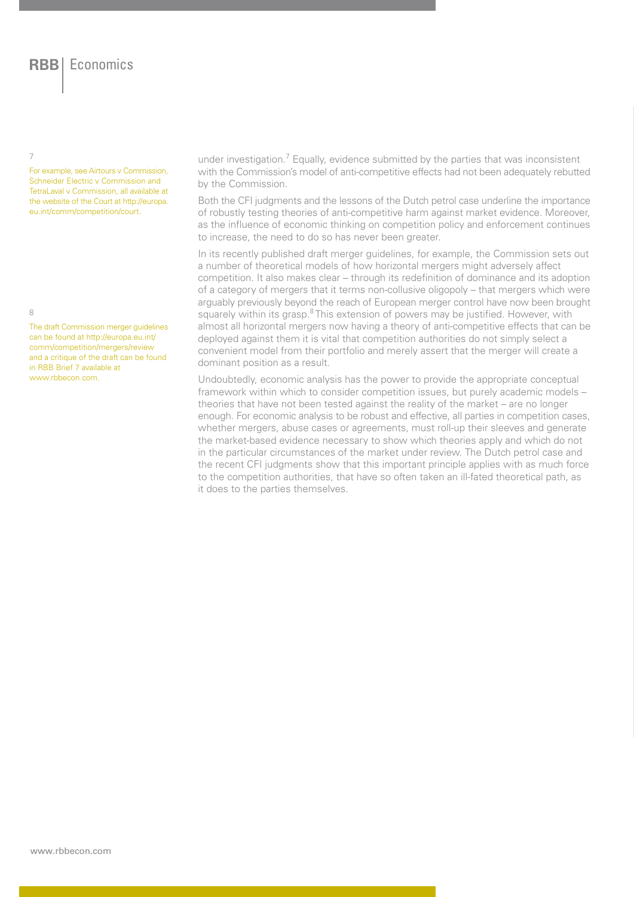under investigation.[7] Equally, evidence submitted by the parties that was inconsistent with the Commission's model of anti-competitive effects had not been adequately rebutted by the Commission.

Both the CFI judgments and the lessons of the Dutch petrol case underline the importance of robustly testing theories of anti-competitive harm against market evidence. Moreover, as the influence of economic thinking on competition policy and enforcement continues to increase, the need to do so has never been greater.

In its recently published draft merger guidelines, for example, the Commission sets out a number of theoretical models of how horizontal mergers might adversely affect competition. It also makes clear – through its redefinition of dominance and its adoption of a category of mergers that it terms non-collusive oligopoly – that mergers which were arguably previously beyond the reach of European merger control have now been brought squarely within its grasp.[8] This extension of powers may be justified. However, with almost all horizontal mergers now having a theory of anti-competitive effects that can be deployed against them it is vital that competition authorities do not simply select a convenient model from their portfolio and merely assert that the merger will create a dominant position as a result.

Undoubtedly, economic analysis has the power to provide the appropriate conceptual framework within which to consider competition issues, but purely academic models – theories that have not been tested against the reality of the market – are no longer enough. For economic analysis to be robust and effective, all parties in competition cases, whether mergers, abuse cases or agreements, must roll-up their sleeves and generate the market-based evidence necessary to show which theories apply and which do not in the particular circumstances of the market under review. The Dutch petrol case and the recent CFI judgments show that this important principle applies with as much force to the competition authorities, that have so often taken an ill-fated theoretical path, as it does to the parties themselves.

---

[7] For example, see Airtours v Commission, Schneider Electric v Commission and TetraLaval v Commission, all available at the website of the Court at http://europa.eu.int/comm/competition/court.

[8] The draft Commission merger guidelines can be found at http://europa.eu.int/comm/competition/mergers/review and a critique of the draft can be found in RBB Brief 7 available at www.rbbecon.com.